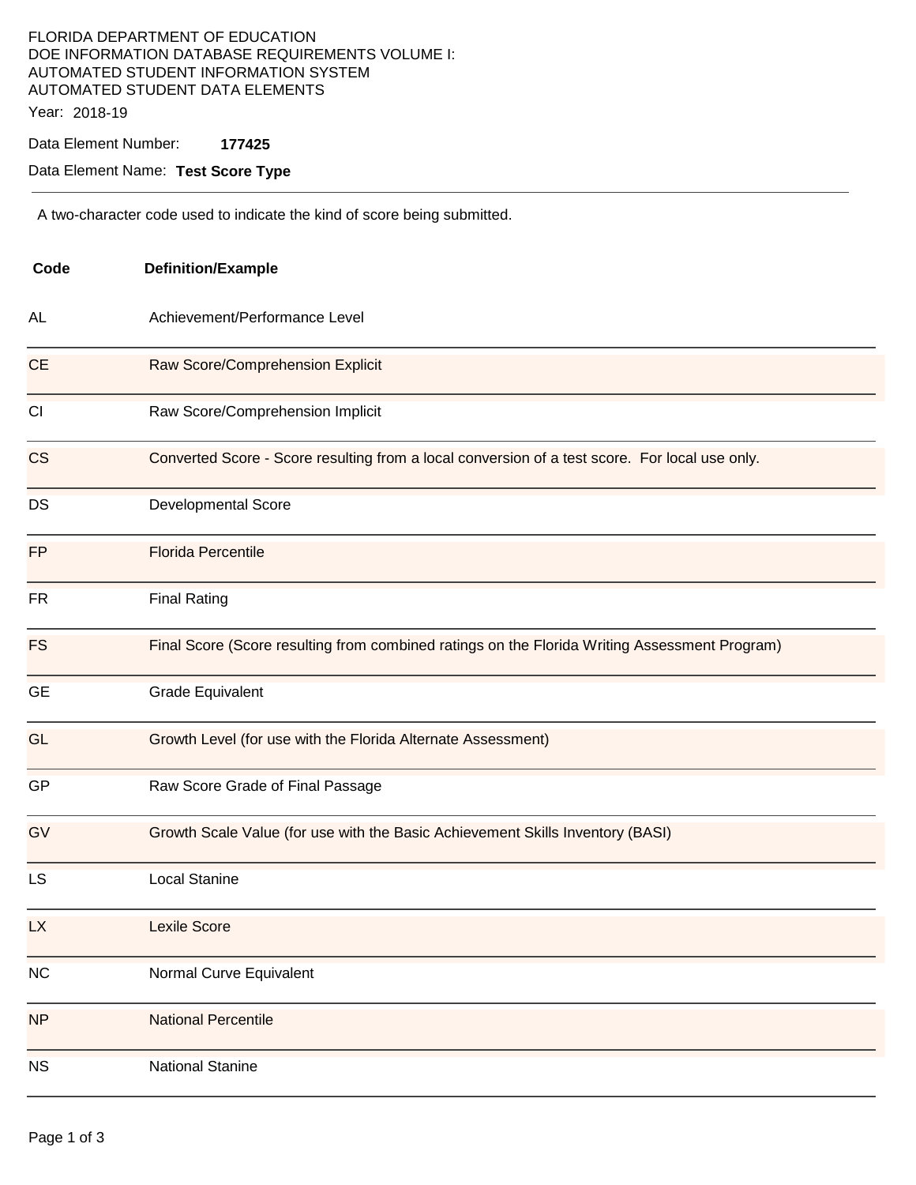FLORIDA DEPARTMENT OF EDUCATION
DOE INFORMATION DATABASE REQUIREMENTS VOLUME I:
AUTOMATED STUDENT INFORMATION SYSTEM
AUTOMATED STUDENT DATA ELEMENTS

Year: 2018-19

Data Element Number: **177425**

Data Element Name: **Test Score Type**

---

A two-character code used to indicate the kind of score being submitted.

| Code | Definition/Example |
|---|---|
| AL | Achievement/Performance Level |
| CE | Raw Score/Comprehension Explicit |
| CI | Raw Score/Comprehension Implicit |
| CS | Converted Score - Score resulting from a local conversion of a test score. For local use only. |
| DS | Developmental Score |
| FP | Florida Percentile |
| FR | Final Rating |
| FS | Final Score (Score resulting from combined ratings on the Florida Writing Assessment Program) |
| GE | Grade Equivalent |
| GL | Growth Level (for use with the Florida Alternate Assessment) |
| GP | Raw Score Grade of Final Passage |
| GV | Growth Scale Value (for use with the Basic Achievement Skills Inventory (BASI) |
| LS | Local Stanine |
| LX | Lexile Score |
| NC | Normal Curve Equivalent |
| NP | National Percentile |
| NS | National Stanine |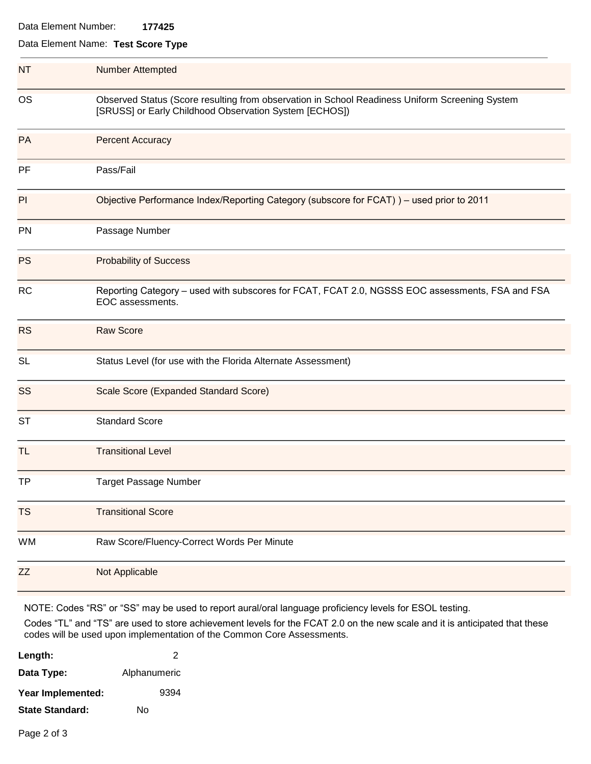Data Element Number: **177425**

Data Element Name: **Test Score Type**

| Code | Description |
|---|---|
| NT | Number Attempted |
| OS | Observed Status (Score resulting from observation in School Readiness Uniform Screening System [SRUSS] or Early Childhood Observation System [ECHOS]) |
| PA | Percent Accuracy |
| PF | Pass/Fail |
| PI | Objective Performance Index/Reporting Category (subscore for FCAT) ) – used prior to 2011 |
| PN | Passage Number |
| PS | Probability of Success |
| RC | Reporting Category – used with subscores for FCAT, FCAT 2.0, NGSSS EOC assessments, FSA and FSA EOC assessments. |
| RS | Raw Score |
| SL | Status Level (for use with the Florida Alternate Assessment) |
| SS | Scale Score (Expanded Standard Score) |
| ST | Standard Score |
| TL | Transitional Level |
| TP | Target Passage Number |
| TS | Transitional Score |
| WM | Raw Score/Fluency-Correct Words Per Minute |
| ZZ | Not Applicable |

NOTE: Codes “RS” or “SS” may be used to report aural/oral language proficiency levels for ESOL testing.

Codes “TL” and “TS” are used to store achievement levels for the FCAT 2.0 on the new scale and it is anticipated that these codes will be used upon implementation of the Common Core Assessments.

**Length:** 2

**Data Type:** Alphanumeric

**Year Implemented:** 9394

**State Standard:** No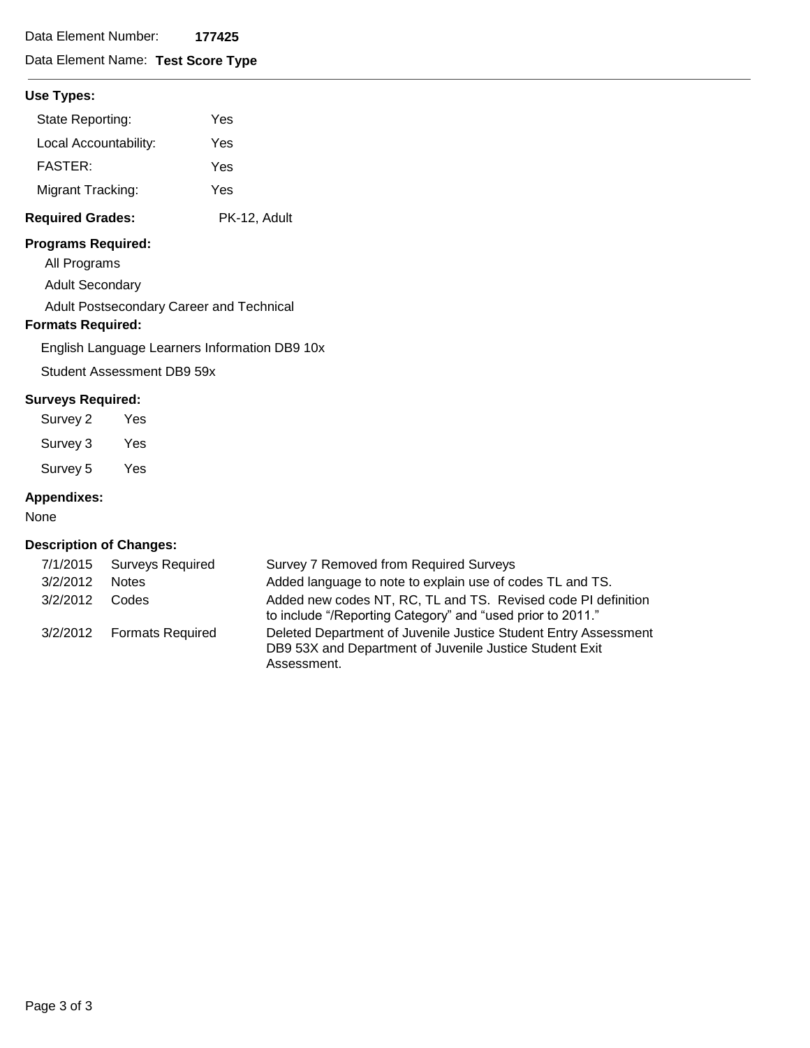Data Element Number: **177425**

Data Element Name: **Test Score Type**

---

**Use Types:**

| | |
|---|---|
| State Reporting: | Yes |
| Local Accountability: | Yes |
| FASTER: | Yes |
| Migrant Tracking: | Yes |

**Required Grades:** PK-12, Adult

**Programs Required:**

All Programs

Adult Secondary

Adult Postsecondary Career and Technical

**Formats Required:**

English Language Learners Information DB9 10x

Student Assessment DB9 59x

**Surveys Required:**

| | |
|---|---|
| Survey 2 | Yes |
| Survey 3 | Yes |
| Survey 5 | Yes |

**Appendixes:**

None

**Description of Changes:**

| | | |
|---|---|---|
| 7/1/2015 | Surveys Required | Survey 7 Removed from Required Surveys |
| 3/2/2012 | Notes | Added language to note to explain use of codes TL and TS. |
| 3/2/2012 | Codes | Added new codes NT, RC, TL and TS. Revised code PI definition to include "/Reporting Category" and "used prior to 2011." |
| 3/2/2012 | Formats Required | Deleted Department of Juvenile Justice Student Entry Assessment DB9 53X and Department of Juvenile Justice Student Exit Assessment. |